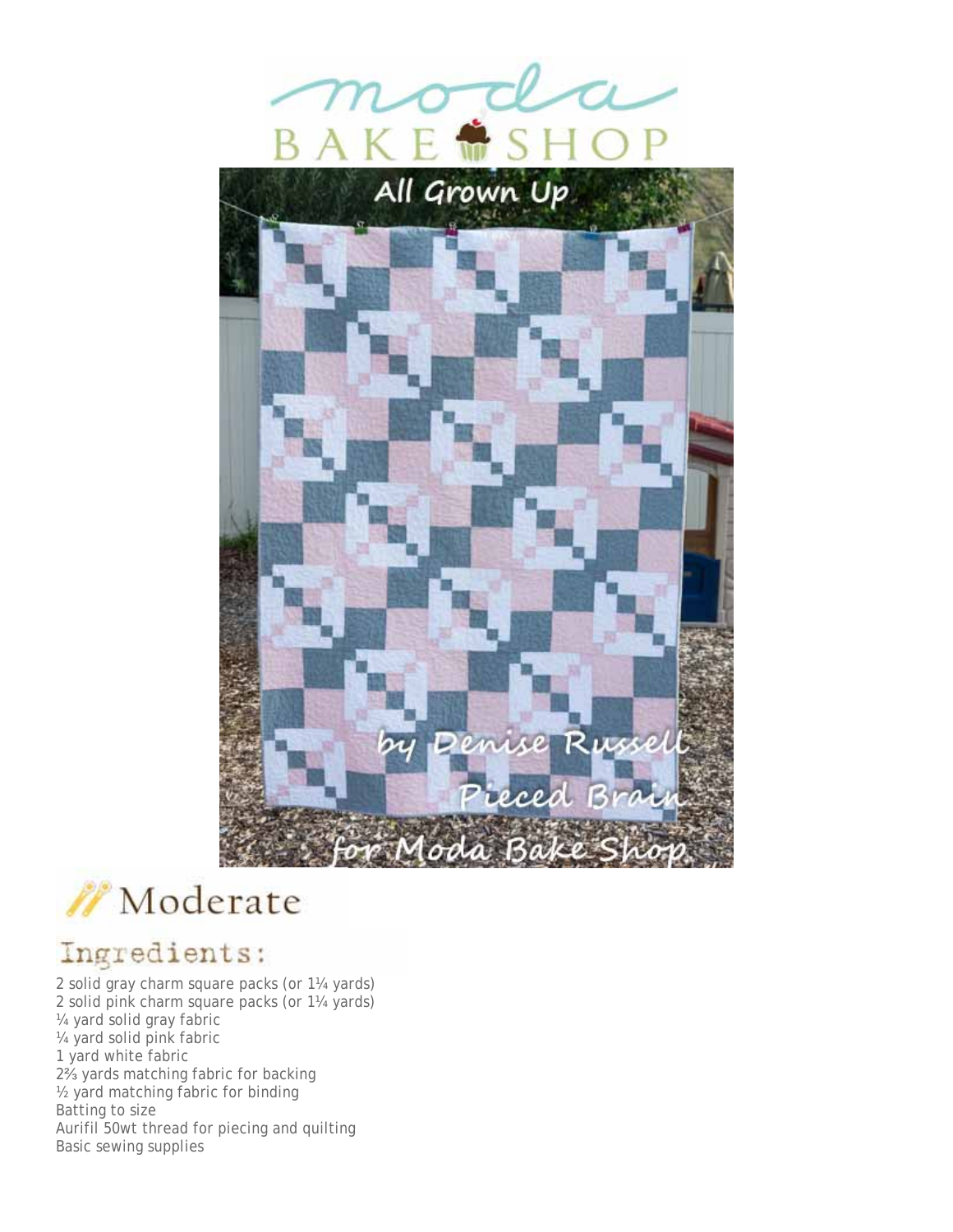# All Grown Up

by Denise Russell
Pieced Brain
for Moda Bake Shop

Moderate

## Ingredients:

2 solid gray charm square packs (or 1¼ yards)
2 solid pink charm square packs (or 1¼ yards)
¼ yard solid gray fabric
¼ yard solid pink fabric
1 yard white fabric
2⅔ yards matching fabric for backing
½ yard matching fabric for binding
Batting to size
Aurifil 50wt thread for piecing and quilting
Basic sewing supplies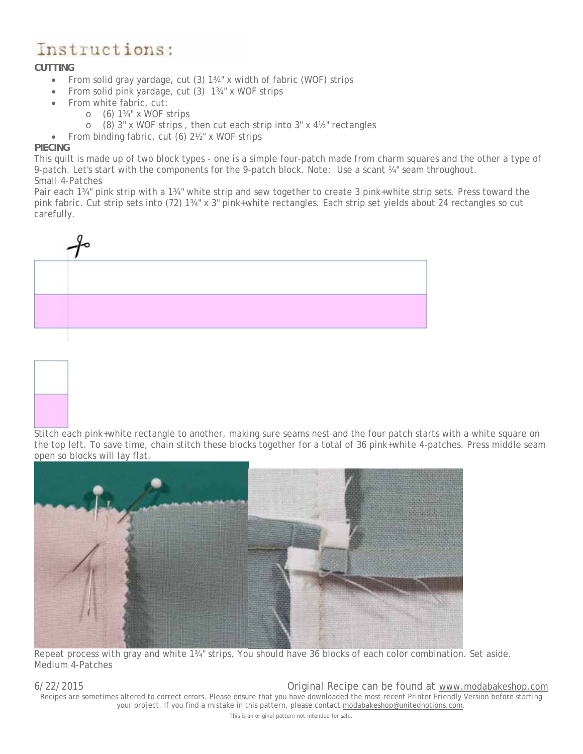# Instructions:

**CUTTING**

- From solid gray yardage, cut (3) 1¾" x width of fabric (WOF) strips
- From solid pink yardage, cut (3) 1¾" x WOF strips
- From white fabric, cut:
  - (6) 1¾" x WOF strips
  - (8) 3" x WOF strips , then cut each strip into 3" x 4½" rectangles
- From binding fabric, cut (6) 2½" x WOF strips

**PIECING**

This quilt is made up of two block types - one is a simple four-patch made from charm squares and the other a type of 9-patch. Let's start with the components for the 9-patch block. Note: Use a scant ¼" seam throughout.

Small 4-Patches

Pair each 1¾" pink strip with a 1¾" white strip and sew together to create 3 pink+white strip sets. Press toward the pink fabric. Cut strip sets into (72) 1¾" x 3" pink+white rectangles. Each strip set yields about 24 rectangles so cut carefully.

Stitch each pink+white rectangle to another, making sure seams nest and the four patch starts with a white square on the top left. To save time, chain stitch these blocks together for a total of 36 pink+white 4-patches. Press middle seam open so blocks will lay flat.

Repeat process with gray and white 1¾" strips. You should have 36 blocks of each color combination. Set aside.

Medium 4-Patches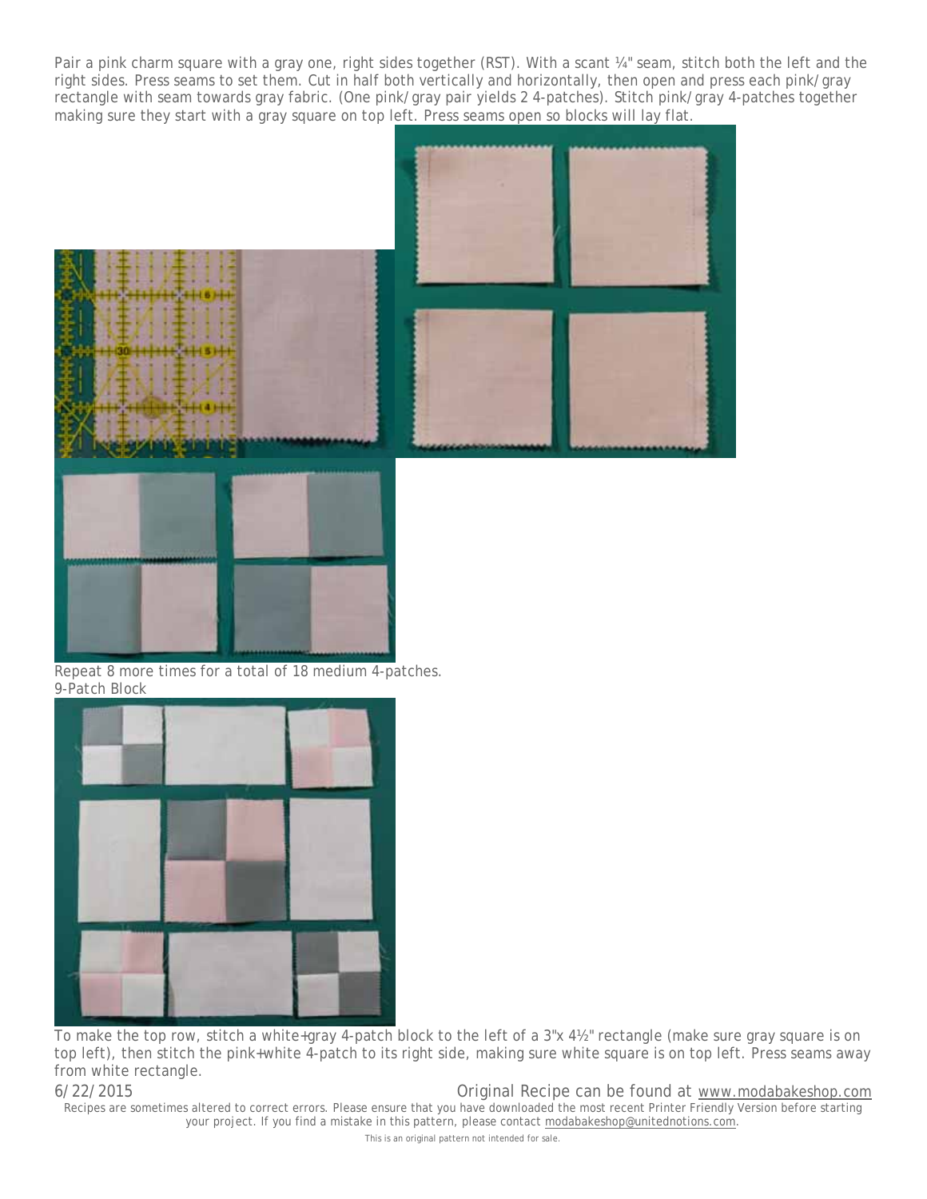Pair a pink charm square with a gray one, right sides together (RST). With a scant ¼" seam, stitch both the left and the right sides. Press seams to set them. Cut in half both vertically and horizontally, then open and press each pink/gray rectangle with seam towards gray fabric. (One pink/gray pair yields 2 4-patches). Stitch pink/gray 4-patches together making sure they start with a gray square on top left. Press seams open so blocks will lay flat.

Repeat 8 more times for a total of 18 medium 4-patches.

9-Patch Block

To make the top row, stitch a white+gray 4-patch block to the left of a 3"x 4½" rectangle (make sure gray square is on top left), then stitch the pink+white 4-patch to its right side, making sure white square is on top left. Press seams away from white rectangle.

6/22/2015 Original Recipe can be found at www.modabakeshop.com

Recipes are sometimes altered to correct errors. Please ensure that you have downloaded the most recent Printer Friendly Version before starting your project. If you find a mistake in this pattern, please contact modabakeshop@unitednotions.com.

This is an original pattern not intended for sale.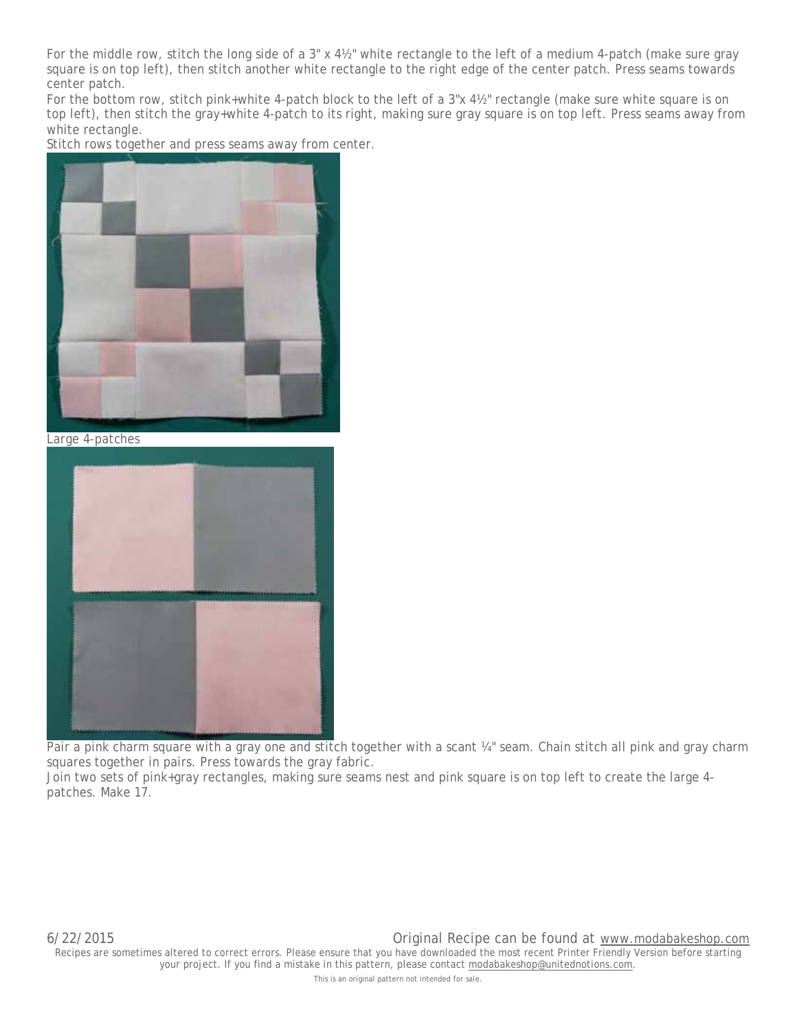For the middle row, stitch the long side of a 3" x 4½" white rectangle to the left of a medium 4-patch (make sure gray square is on top left), then stitch another white rectangle to the right edge of the center patch. Press seams towards center patch.

For the bottom row, stitch pink+white 4-patch block to the left of a 3"x 4½" rectangle (make sure white square is on top left), then stitch the gray+white 4-patch to its right, making sure gray square is on top left. Press seams away from white rectangle.

Stitch rows together and press seams away from center.

Large 4-patches

Pair a pink charm square with a gray one and stitch together with a scant ¼" seam. Chain stitch all pink and gray charm squares together in pairs. Press towards the gray fabric.

Join two sets of pink+gray rectangles, making sure seams nest and pink square is on top left to create the large 4-patches. Make 17.

6/22/2015 Original Recipe can be found at www.modabakeshop.com

Recipes are sometimes altered to correct errors. Please ensure that you have downloaded the most recent Printer Friendly Version before starting your project. If you find a mistake in this pattern, please contact modabakeshop@unitednotions.com.

This is an original pattern not intended for sale.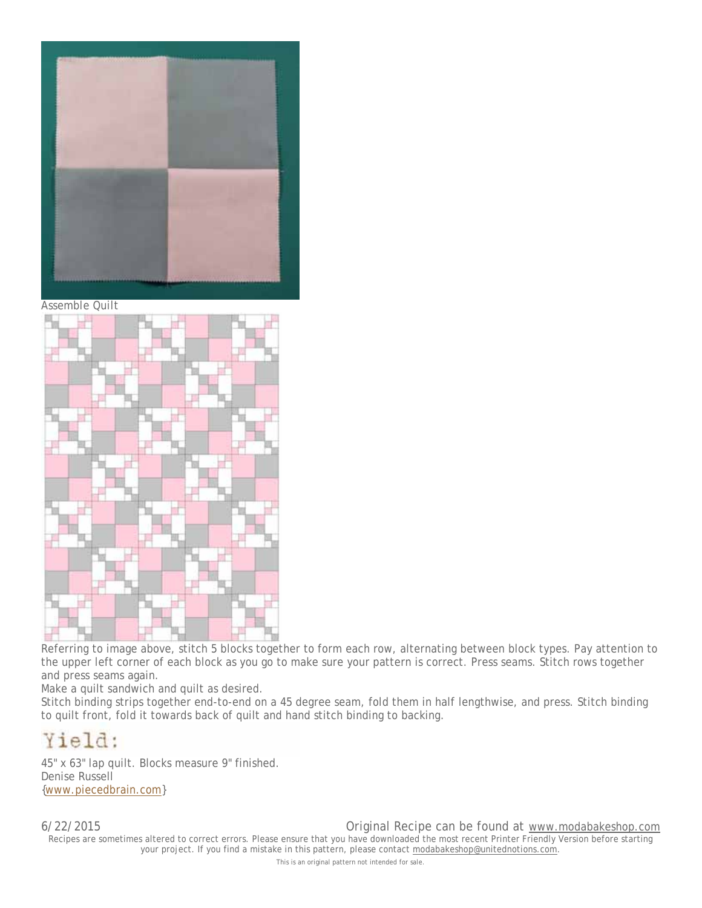Assemble Quilt

Referring to image above, stitch 5 blocks together to form each row, alternating between block types. Pay attention to the upper left corner of each block as you go to make sure your pattern is correct. Press seams. Stitch rows together and press seams again.

Make a quilt sandwich and quilt as desired.

Stitch binding strips together end-to-end on a 45 degree seam, fold them in half lengthwise, and press. Stitch binding to quilt front, fold it towards back of quilt and hand stitch binding to backing.

## Yield:

45" x 63" lap quilt. Blocks measure 9" finished.

Denise Russell
{www.piecedbrain.com}

6/22/2015 Original Recipe can be found at www.modabakeshop.com

Recipes are sometimes altered to correct errors. Please ensure that you have downloaded the most recent Printer Friendly Version before starting your project. If you find a mistake in this pattern, please contact modabakeshop@unitednotions.com.

This is an original pattern not intended for sale.